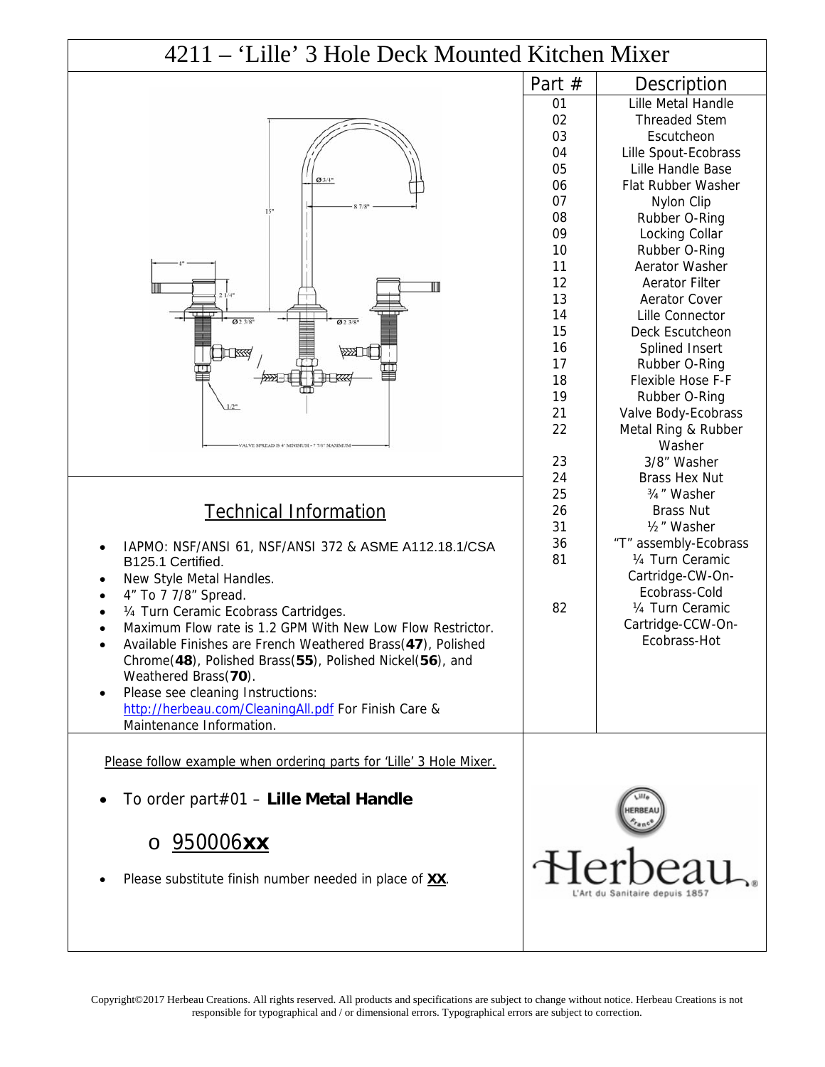# 4211 – 'Lille' 3 Hole Deck Mounted Kitchen Mixer

| Part # | Description |
|---|---|
| 01 | Lille Metal Handle |
| 02 | Threaded Stem |
| 03 | Escutcheon |
| 04 | Lille Spout-Ecobrass |
| 05 | Lille Handle Base |
| 06 | Flat Rubber Washer |
| 07 | Nylon Clip |
| 08 | Rubber O-Ring |
| 09 | Locking Collar |
| 10 | Rubber O-Ring |
| 11 | Aerator Washer |
| 12 | Aerator Filter |
| 13 | Aerator Cover |
| 14 | Lille Connector |
| 15 | Deck Escutcheon |
| 16 | Splined Insert |
| 17 | Rubber O-Ring |
| 18 | Flexible Hose F-F |
| 19 | Rubber O-Ring |
| 21 | Valve Body-Ecobrass |
| 22 | Metal Ring & Rubber Washer |
| 23 | 3/8" Washer |
| 24 | Brass Hex Nut |
| 25 | ¾" Washer |
| 26 | Brass Nut |
| 31 | ½" Washer |
| 36 | "T" assembly-Ecobrass |
| 81 | ¼ Turn Ceramic Cartridge-CW-On-Ecobrass-Cold |
| 82 | ¼ Turn Ceramic Cartridge-CCW-On-Ecobrass-Hot |

## Technical Information

- IAPMO: NSF/ANSI 61, NSF/ANSI 372 & ASME A112.18.1/CSA B125.1 Certified.
- New Style Metal Handles.
- 4" To 7 7/8" Spread.
- ¼ Turn Ceramic Ecobrass Cartridges.
- Maximum Flow rate is 1.2 GPM With New Low Flow Restrictor.
- Available Finishes are French Weathered Brass(**47**), Polished Chrome(**48**), Polished Brass(**55**), Polished Nickel(**56**), and Weathered Brass(**70**).
- Please see cleaning Instructions: http://herbeau.com/CleaningAll.pdf For Finish Care & Maintenance Information.

Please follow example when ordering parts for 'Lille' 3 Hole Mixer.

- To order part#01 – **Lille Metal Handle**
  - 950006**xx**
- Please substitute finish number needed in place of **XX**.

Herbeau
L'Art du Sanitaire depuis 1857

Copyright©2017 Herbeau Creations. All rights reserved. All products and specifications are subject to change without notice. Herbeau Creations is not responsible for typographical and / or dimensional errors. Typographical errors are subject to correction.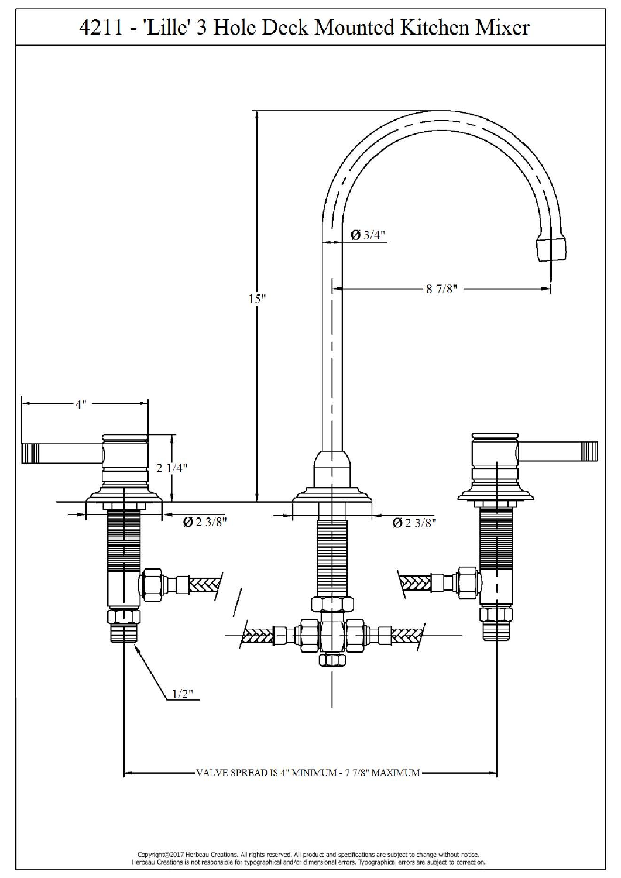# 4211 - 'Lille' 3 Hole Deck Mounted Kitchen Mixer

15"

Ø 3/4"

8 7/8"

4"

2 1/4"

Ø 2 3/8"

Ø 2 3/8"

1/2"

VALVE SPREAD IS 4" MINIMUM - 7 7/8" MAXIMUM

Copyright©2017 Herbeau Creations. All rights reserved. All product and specifications are subject to change without notice.
Herbeau Creations is not responsible for typographical and/or dimensional errors. Typographical errors are subject to correction.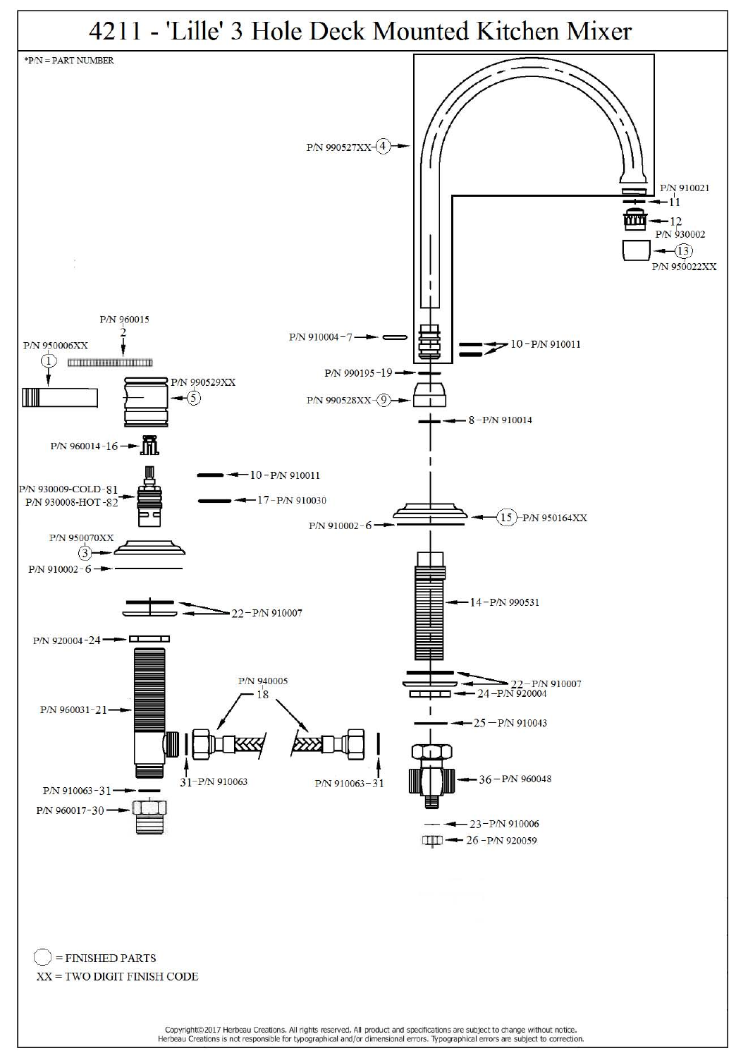# 4211 - 'Lille' 3 Hole Deck Mounted Kitchen Mixer

*P/N = PART NUMBER

P/N 990527XX-4

P/N 910021
11
12
P/N 930002
13
P/N 950022XX

P/N 960015
2
P/N 950006XX
1
P/N 990529XX
5

P/N 910004-7
10-P/N 910011
P/N 990195-19
P/N 990528XX-9
8-P/N 910014

P/N 960014-16
P/N 930009-COLD-81
P/N 930008-HOT-82
10-P/N 910011
17-P/N 910030
P/N 950070XX
3
P/N 910002-6

15-P/N 950164XX
P/N 910002-6

22-P/N 910007
P/N 920004-24
P/N 960031-21

14-P/N 990531
22-P/N 910007
24-P/N 920004
25-P/N 910043

P/N 940005
18
31-P/N 910063
P/N 910063-31
P/N 910063-31
P/N 960017-30

36-P/N 960048
23-P/N 910006
26-P/N 920059

◯ = FINISHED PARTS
XX = TWO DIGIT FINISH CODE

Copyright©2017 Herbeau Creations. All rights reserved. All product and specifications are subject to change without notice.
Herbeau Creations is not responsible for typographical and/or dimensional errors. Typographical errors are subject to correction.